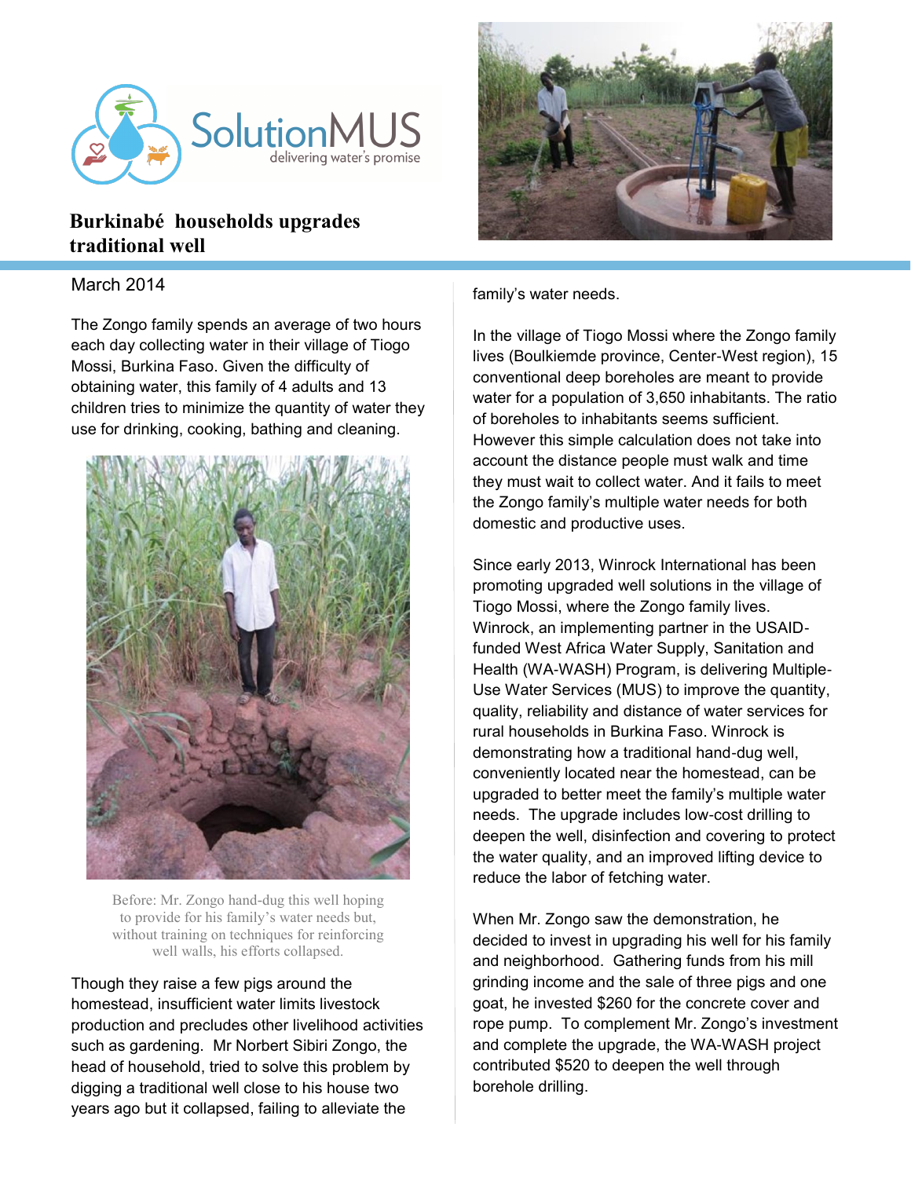SolutionMUS

delivering water's promise

# Burkinabé households upgrades traditional well

March 2014

The Zongo family spends an average of two hours each day collecting water in their village of Tiogo Mossi, Burkina Faso. Given the difficulty of obtaining water, this family of 4 adults and 13 children tries to minimize the quantity of water they use for drinking, cooking, bathing and cleaning.

Before: Mr. Zongo hand-dug this well hoping to provide for his family's water needs but, without training on techniques for reinforcing well walls, his efforts collapsed.

Though they raise a few pigs around the homestead, insufficient water limits livestock production and precludes other livelihood activities such as gardening. Mr Norbert Sibiri Zongo, the head of household, tried to solve this problem by digging a traditional well close to his house two years ago but it collapsed, failing to alleviate the family's water needs.

In the village of Tiogo Mossi where the Zongo family lives (Boulkiemde province, Center-West region), 15 conventional deep boreholes are meant to provide water for a population of 3,650 inhabitants. The ratio of boreholes to inhabitants seems sufficient. However this simple calculation does not take into account the distance people must walk and time they must wait to collect water. And it fails to meet the Zongo family's multiple water needs for both domestic and productive uses.

Since early 2013, Winrock International has been promoting upgraded well solutions in the village of Tiogo Mossi, where the Zongo family lives. Winrock, an implementing partner in the USAID-funded West Africa Water Supply, Sanitation and Health (WA-WASH) Program, is delivering Multiple-Use Water Services (MUS) to improve the quantity, quality, reliability and distance of water services for rural households in Burkina Faso. Winrock is demonstrating how a traditional hand-dug well, conveniently located near the homestead, can be upgraded to better meet the family's multiple water needs. The upgrade includes low-cost drilling to deepen the well, disinfection and covering to protect the water quality, and an improved lifting device to reduce the labor of fetching water.

When Mr. Zongo saw the demonstration, he decided to invest in upgrading his well for his family and neighborhood. Gathering funds from his mill grinding income and the sale of three pigs and one goat, he invested $260 for the concrete cover and rope pump. To complement Mr. Zongo's investment and complete the upgrade, the WA-WASH project contributed $520 to deepen the well through borehole drilling.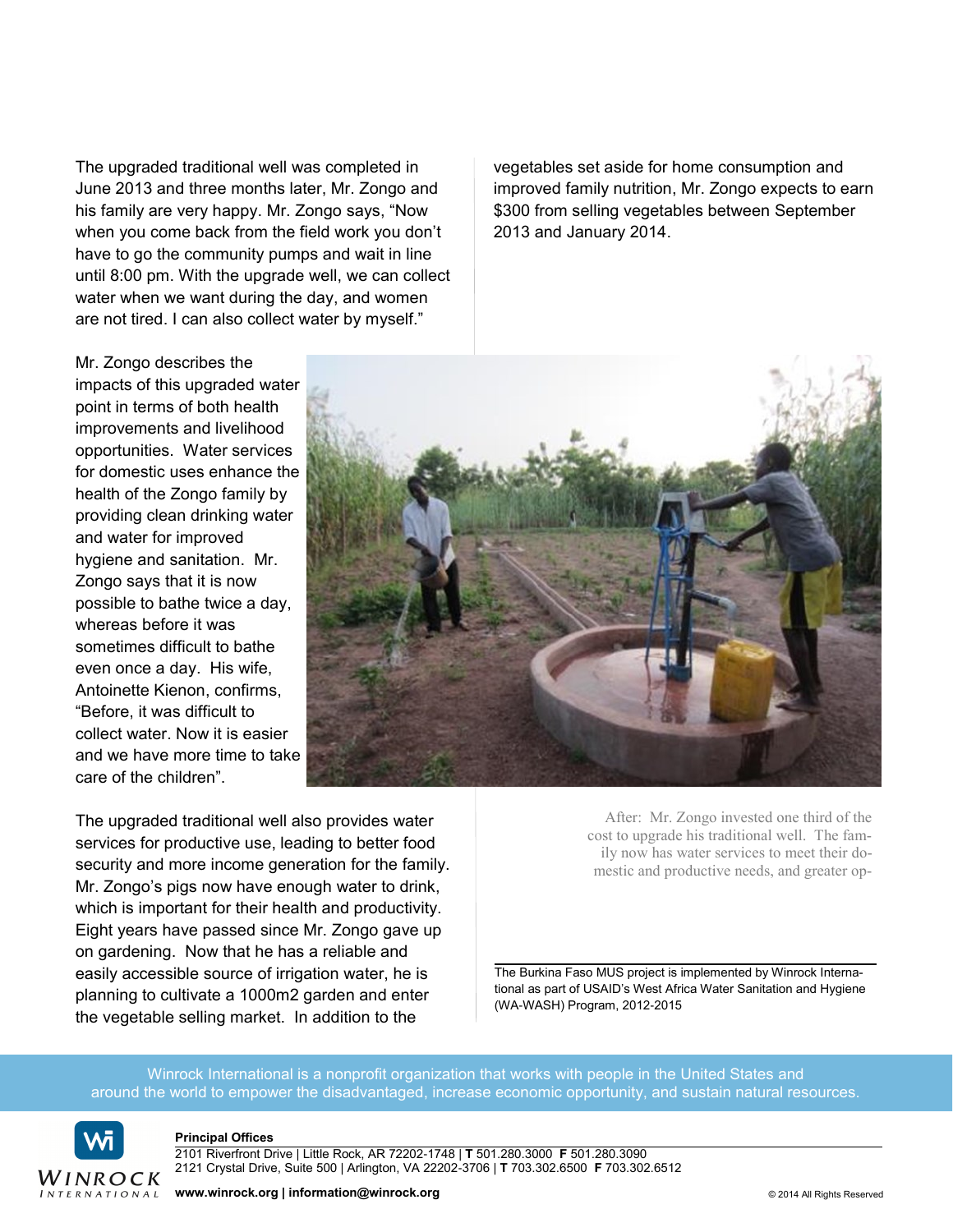The upgraded traditional well was completed in June 2013 and three months later, Mr. Zongo and his family are very happy. Mr. Zongo says, "Now when you come back from the field work you don't have to go the community pumps and wait in line until 8:00 pm. With the upgrade well, we can collect water when we want during the day, and women are not tired. I can also collect water by myself."

Mr. Zongo describes the impacts of this upgraded water point in terms of both health improvements and livelihood opportunities. Water services for domestic uses enhance the health of the Zongo family by providing clean drinking water and water for improved hygiene and sanitation. Mr. Zongo says that it is now possible to bathe twice a day, whereas before it was sometimes difficult to bathe even once a day. His wife, Antoinette Kienon, confirms, "Before, it was difficult to collect water. Now it is easier and we have more time to take care of the children".

The upgraded traditional well also provides water services for productive use, leading to better food security and more income generation for the family. Mr. Zongo's pigs now have enough water to drink, which is important for their health and productivity. Eight years have passed since Mr. Zongo gave up on gardening. Now that he has a reliable and easily accessible source of irrigation water, he is planning to cultivate a 1000m2 garden and enter the vegetable selling market. In addition to the vegetables set aside for home consumption and improved family nutrition, Mr. Zongo expects to earn $300 from selling vegetables between September 2013 and January 2014.

After: Mr. Zongo invested one third of the cost to upgrade his traditional well. The family now has water services to meet their domestic and productive needs, and greater op-

The Burkina Faso MUS project is implemented by Winrock International as part of USAID's West Africa Water Sanitation and Hygiene (WA-WASH) Program, 2012-2015

Winrock International is a nonprofit organization that works with people in the United States and around the world to empower the disadvantaged, increase economic opportunity, and sustain natural resources.

**Principal Offices**

2101 Riverfront Drive | Little Rock, AR 72202-1748 | **T** 501.280.3000 **F** 501.280.3090
2121 Crystal Drive, Suite 500 | Arlington, VA 22202-3706 | **T** 703.302.6500 **F** 703.302.6512

**www.winrock.org | information@winrock.org**

© 2014 All Rights Reserved